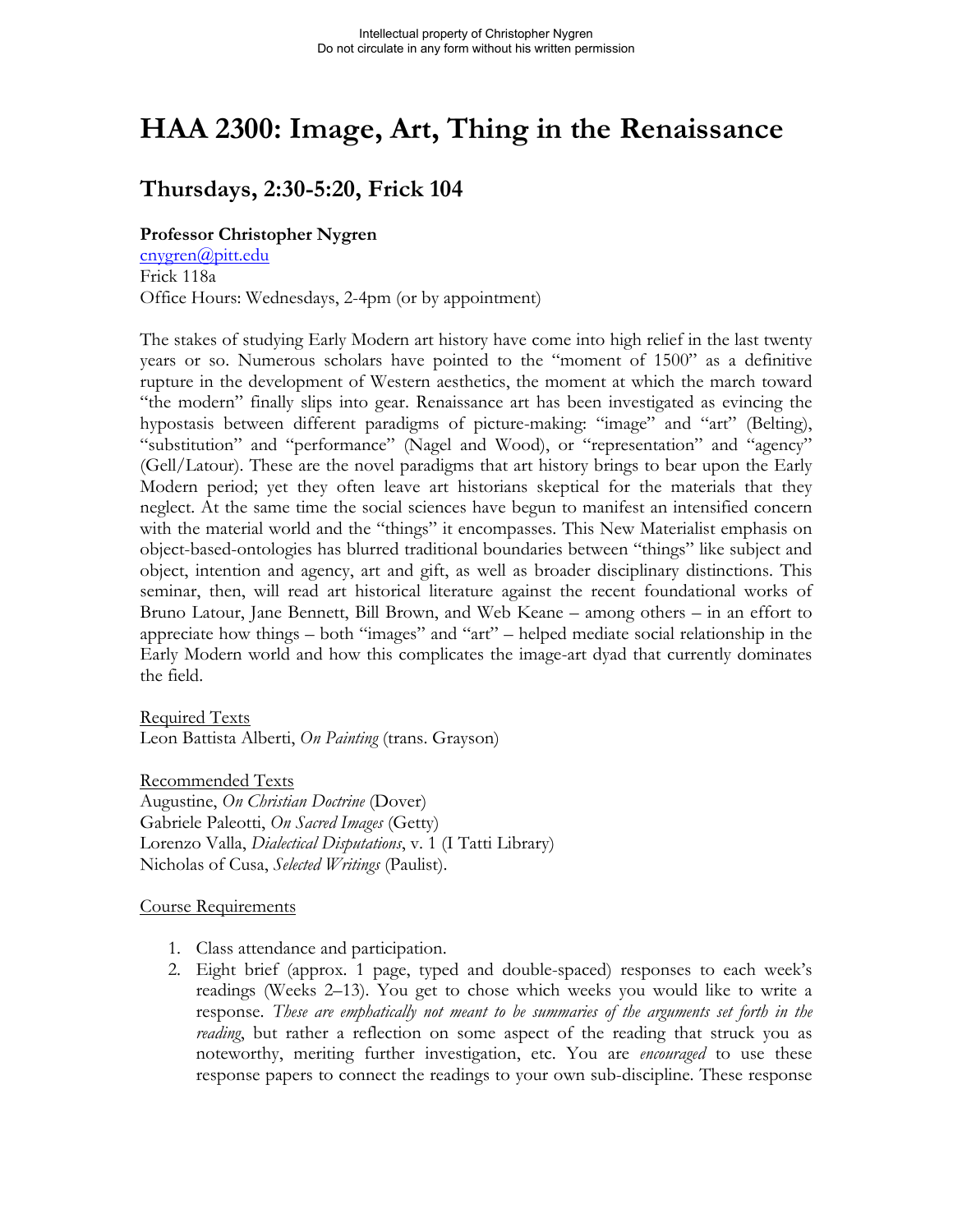Intellectual property of Christopher Nygren
Do not circulate in any form without his written permission

# HAA 2300: Image, Art, Thing in the Renaissance

## Thursdays, 2:30-5:20, Frick 104

**Professor Christopher Nygren**
cnygren@pitt.edu
Frick 118a
Office Hours: Wednesdays, 2-4pm (or by appointment)

The stakes of studying Early Modern art history have come into high relief in the last twenty years or so. Numerous scholars have pointed to the "moment of 1500" as a definitive rupture in the development of Western aesthetics, the moment at which the march toward "the modern" finally slips into gear. Renaissance art has been investigated as evincing the hypostasis between different paradigms of picture-making: "image" and "art" (Belting), "substitution" and "performance" (Nagel and Wood), or "representation" and "agency" (Gell/Latour). These are the novel paradigms that art history brings to bear upon the Early Modern period; yet they often leave art historians skeptical for the materials that they neglect. At the same time the social sciences have begun to manifest an intensified concern with the material world and the "things" it encompasses. This New Materialist emphasis on object-based-ontologies has blurred traditional boundaries between "things" like subject and object, intention and agency, art and gift, as well as broader disciplinary distinctions. This seminar, then, will read art historical literature against the recent foundational works of Bruno Latour, Jane Bennett, Bill Brown, and Web Keane – among others – in an effort to appreciate how things – both "images" and "art" – helped mediate social relationship in the Early Modern world and how this complicates the image-art dyad that currently dominates the field.

Required Texts
Leon Battista Alberti, *On Painting* (trans. Grayson)

Recommended Texts
Augustine, *On Christian Doctrine* (Dover)
Gabriele Paleotti, *On Sacred Images* (Getty)
Lorenzo Valla, *Dialectical Disputations*, v. 1 (I Tatti Library)
Nicholas of Cusa, *Selected Writings* (Paulist).

Course Requirements

1. Class attendance and participation.
2. Eight brief (approx. 1 page, typed and double-spaced) responses to each week's readings (Weeks 2–13). You get to chose which weeks you would like to write a response. *These are emphatically not meant to be summaries of the arguments set forth in the reading*, but rather a reflection on some aspect of the reading that struck you as noteworthy, meriting further investigation, etc. You are *encouraged* to use these response papers to connect the readings to your own sub-discipline. These response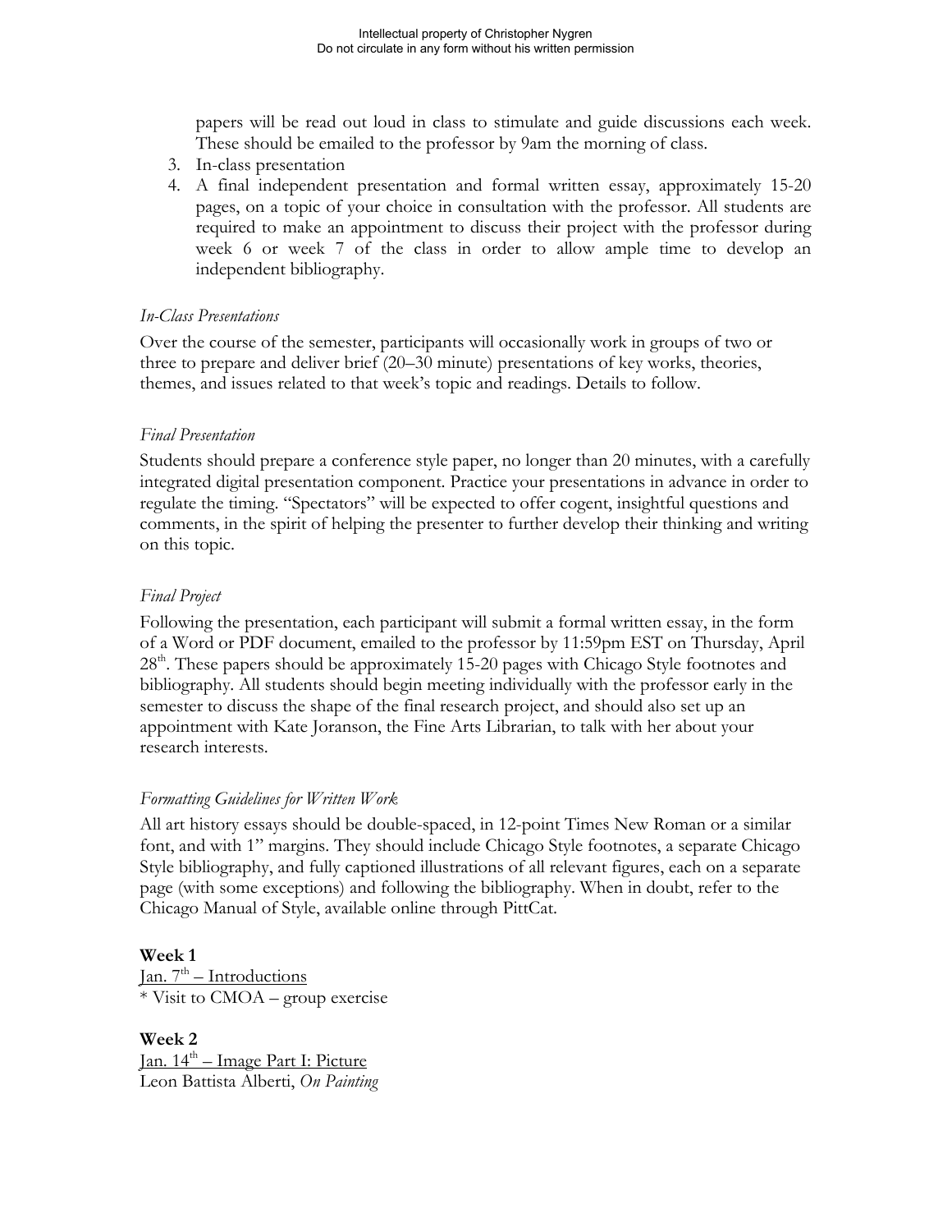papers will be read out loud in class to stimulate and guide discussions each week. These should be emailed to the professor by 9am the morning of class.

3. In-class presentation
4. A final independent presentation and formal written essay, approximately 15-20 pages, on a topic of your choice in consultation with the professor. All students are required to make an appointment to discuss their project with the professor during week 6 or week 7 of the class in order to allow ample time to develop an independent bibliography.

*In-Class Presentations*

Over the course of the semester, participants will occasionally work in groups of two or three to prepare and deliver brief (20–30 minute) presentations of key works, theories, themes, and issues related to that week's topic and readings. Details to follow.

*Final Presentation*

Students should prepare a conference style paper, no longer than 20 minutes, with a carefully integrated digital presentation component. Practice your presentations in advance in order to regulate the timing. "Spectators" will be expected to offer cogent, insightful questions and comments, in the spirit of helping the presenter to further develop their thinking and writing on this topic.

*Final Project*

Following the presentation, each participant will submit a formal written essay, in the form of a Word or PDF document, emailed to the professor by 11:59pm EST on Thursday, April 28th. These papers should be approximately 15-20 pages with Chicago Style footnotes and bibliography. All students should begin meeting individually with the professor early in the semester to discuss the shape of the final research project, and should also set up an appointment with Kate Joranson, the Fine Arts Librarian, to talk with her about your research interests.

*Formatting Guidelines for Written Work*

All art history essays should be double-spaced, in 12-point Times New Roman or a similar font, and with 1" margins. They should include Chicago Style footnotes, a separate Chicago Style bibliography, and fully captioned illustrations of all relevant figures, each on a separate page (with some exceptions) and following the bibliography. When in doubt, refer to the Chicago Manual of Style, available online through PittCat.

**Week 1**
<u>Jan. 7th – Introductions</u>
* Visit to CMOA – group exercise

**Week 2**
<u>Jan. 14th – Image Part I: Picture</u>
Leon Battista Alberti, *On Painting*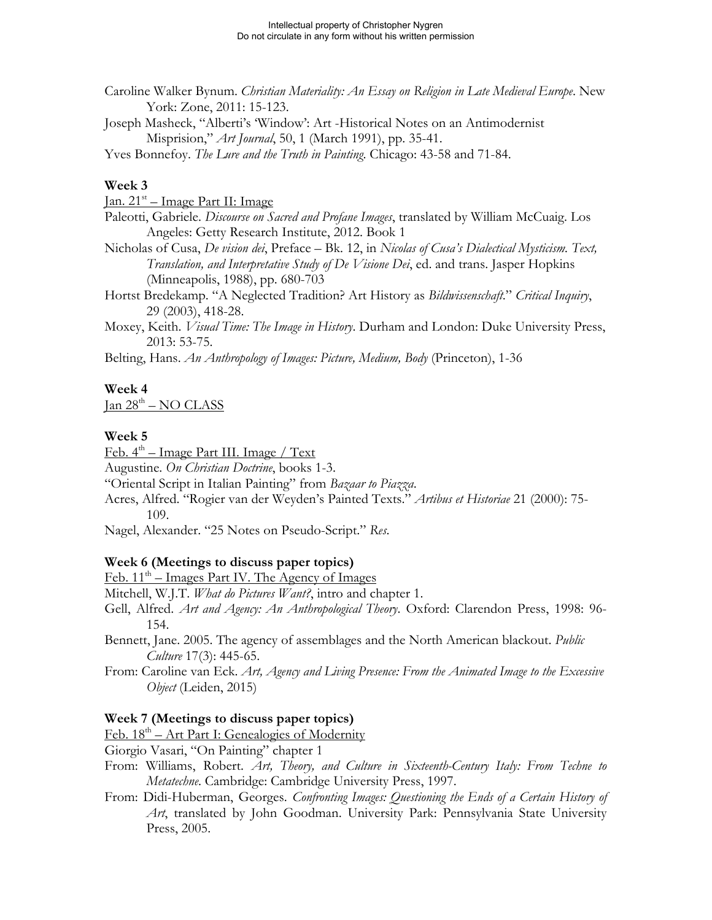Caroline Walker Bynum. *Christian Materiality: An Essay on Religion in Late Medieval Europe*. New York: Zone, 2011: 15-123.

Joseph Masheck, "Alberti's 'Window': Art -Historical Notes on an Antimodernist Misprision," *Art Journal*, 50, 1 (March 1991), pp. 35-41.

Yves Bonnefoy. *The Lure and the Truth in Painting*. Chicago: 43-58 and 71-84.

### Week 3

Jan. 21st – Image Part II: Image

Paleotti, Gabriele. *Discourse on Sacred and Profane Images*, translated by William McCuaig. Los Angeles: Getty Research Institute, 2012. Book 1

Nicholas of Cusa, *De vision dei*, Preface – Bk. 12, in *Nicolas of Cusa's Dialectical Mysticism. Text, Translation, and Interpretative Study of De Visione Dei*, ed. and trans. Jasper Hopkins (Minneapolis, 1988), pp. 680-703

Hortst Bredekamp. "A Neglected Tradition? Art History as *Bildwissenschaft*." *Critical Inquiry*, 29 (2003), 418-28.

Moxey, Keith. *Visual Time: The Image in History*. Durham and London: Duke University Press, 2013: 53-75.

Belting, Hans. *An Anthropology of Images: Picture, Medium, Body* (Princeton), 1-36

### Week 4

Jan 28th – NO CLASS

### Week 5

Feb. 4th – Image Part III. Image / Text

Augustine. *On Christian Doctrine*, books 1-3.

"Oriental Script in Italian Painting" from *Bazaar to Piazza*.

Acres, Alfred. "Rogier van der Weyden's Painted Texts." *Artibus et Historiae* 21 (2000): 75-109.

Nagel, Alexander. "25 Notes on Pseudo-Script." *Res*.

### Week 6 (Meetings to discuss paper topics)

Feb. 11th – Images Part IV. The Agency of Images

Mitchell, W.J.T. *What do Pictures Want?*, intro and chapter 1.

Gell, Alfred. *Art and Agency: An Anthropological Theory*. Oxford: Clarendon Press, 1998: 96-154.

Bennett, Jane. 2005. The agency of assemblages and the North American blackout. *Public Culture* 17(3): 445-65.

From: Caroline van Eck. *Art, Agency and Living Presence: From the Animated Image to the Excessive Object* (Leiden, 2015)

### Week 7 (Meetings to discuss paper topics)

Feb. 18th – Art Part I: Genealogies of Modernity

Giorgio Vasari, "On Painting" chapter 1

From: Williams, Robert. *Art, Theory, and Culture in Sixteenth-Century Italy: From Techne to Metatechne*. Cambridge: Cambridge University Press, 1997.

From: Didi-Huberman, Georges. *Confronting Images: Questioning the Ends of a Certain History of Art*, translated by John Goodman. University Park: Pennsylvania State University Press, 2005.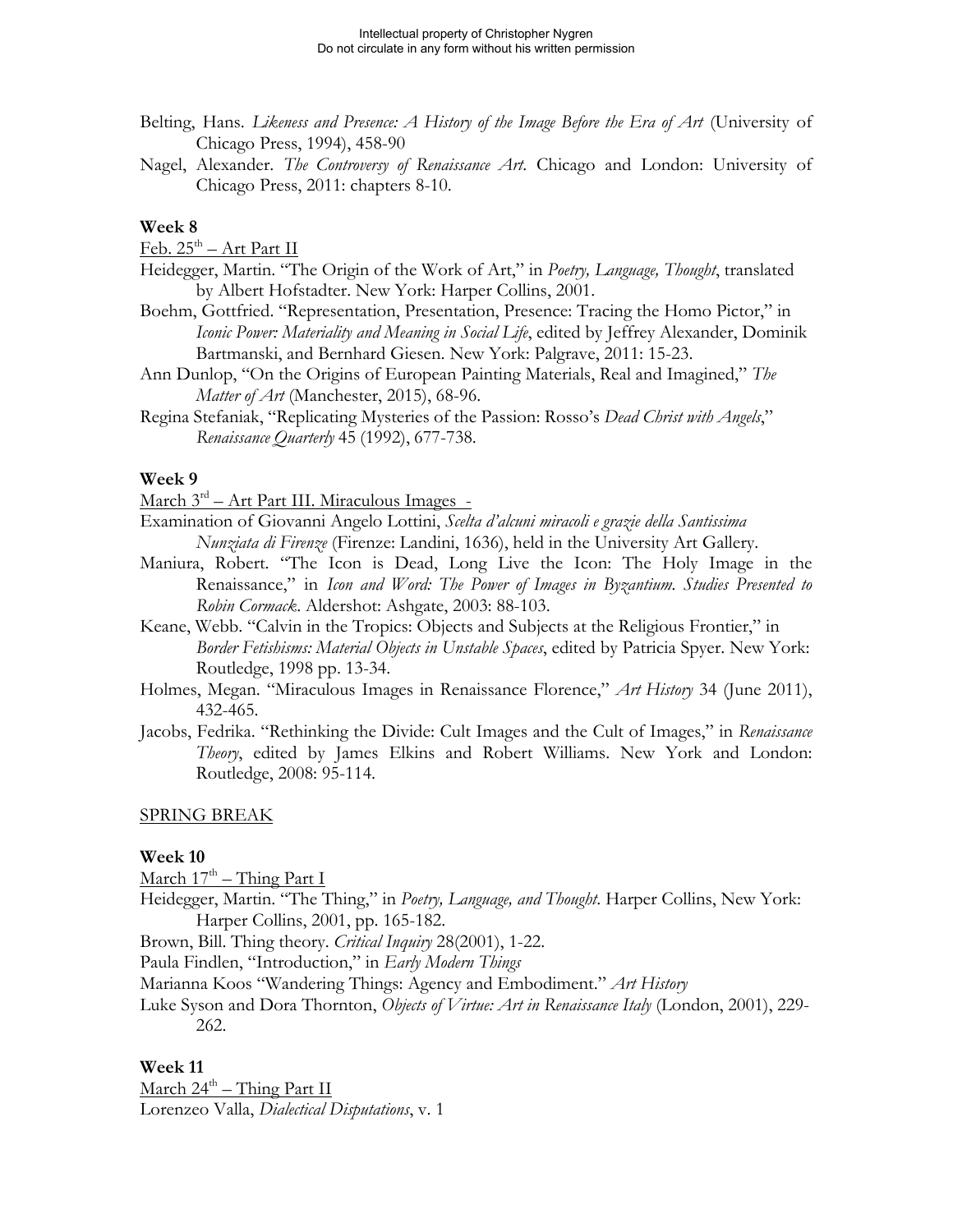Belting, Hans. *Likeness and Presence: A History of the Image Before the Era of Art* (University of Chicago Press, 1994), 458-90

Nagel, Alexander. *The Controversy of Renaissance Art*. Chicago and London: University of Chicago Press, 2011: chapters 8-10.

**Week 8**

Feb. 25th – Art Part II

Heidegger, Martin. "The Origin of the Work of Art," in *Poetry, Language, Thought*, translated by Albert Hofstadter. New York: Harper Collins, 2001.

Boehm, Gottfried. "Representation, Presentation, Presence: Tracing the Homo Pictor," in *Iconic Power: Materiality and Meaning in Social Life*, edited by Jeffrey Alexander, Dominik Bartmanski, and Bernhard Giesen. New York: Palgrave, 2011: 15-23.

Ann Dunlop, "On the Origins of European Painting Materials, Real and Imagined," *The Matter of Art* (Manchester, 2015), 68-96.

Regina Stefaniak, "Replicating Mysteries of the Passion: Rosso's *Dead Christ with Angels*," *Renaissance Quarterly* 45 (1992), 677-738.

**Week 9**

March 3rd – Art Part III. Miraculous Images -

Examination of Giovanni Angelo Lottini, *Scelta d'alcuni miracoli e grazie della Santissima Nunziata di Firenze* (Firenze: Landini, 1636), held in the University Art Gallery.

Maniura, Robert. "The Icon is Dead, Long Live the Icon: The Holy Image in the Renaissance," in *Icon and Word: The Power of Images in Byzantium. Studies Presented to Robin Cormack*. Aldershot: Ashgate, 2003: 88-103.

Keane, Webb. "Calvin in the Tropics: Objects and Subjects at the Religious Frontier," in *Border Fetishisms: Material Objects in Unstable Spaces*, edited by Patricia Spyer. New York: Routledge, 1998 pp. 13-34.

Holmes, Megan. "Miraculous Images in Renaissance Florence," *Art History* 34 (June 2011), 432-465.

Jacobs, Fedrika. "Rethinking the Divide: Cult Images and the Cult of Images," in *Renaissance Theory*, edited by James Elkins and Robert Williams. New York and London: Routledge, 2008: 95-114.

SPRING BREAK

**Week 10**

March 17th – Thing Part I

Heidegger, Martin. "The Thing," in *Poetry, Language, and Thought*. Harper Collins, New York: Harper Collins, 2001, pp. 165-182.

Brown, Bill. Thing theory. *Critical Inquiry* 28(2001), 1-22.

Paula Findlen, "Introduction," in *Early Modern Things*

Marianna Koos "Wandering Things: Agency and Embodiment." *Art History*

Luke Syson and Dora Thornton, *Objects of Virtue: Art in Renaissance Italy* (London, 2001), 229-262.

**Week 11**

March 24th – Thing Part II

Lorenzeo Valla, *Dialectical Disputations*, v. 1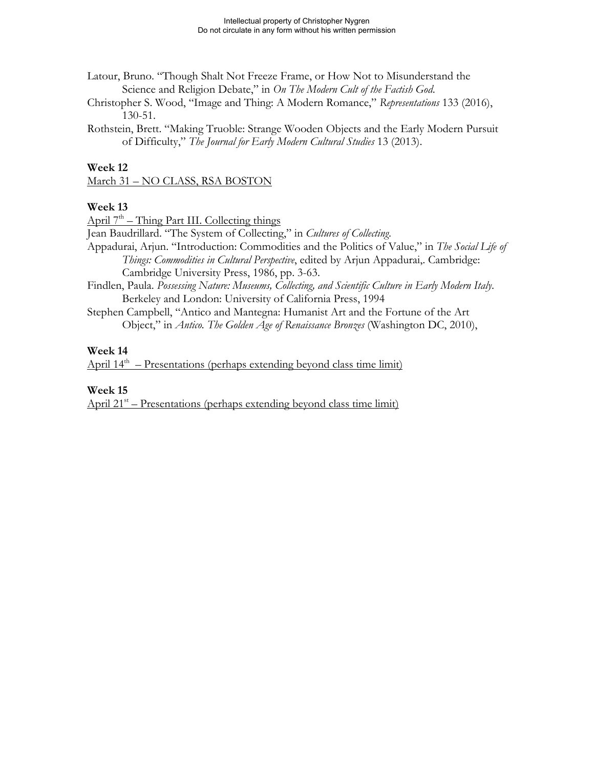Latour, Bruno. "Though Shalt Not Freeze Frame, or How Not to Misunderstand the Science and Religion Debate," in *On The Modern Cult of the Factish God.*

Christopher S. Wood, "Image and Thing: A Modern Romance," *Representations* 133 (2016), 130-51.

Rothstein, Brett. "Making Truoble: Strange Wooden Objects and the Early Modern Pursuit of Difficulty," *The Journal for Early Modern Cultural Studies* 13 (2013).

**Week 12**

March 31 – NO CLASS, RSA BOSTON

**Week 13**

April 7th – Thing Part III. Collecting things

Jean Baudrillard. "The System of Collecting," in *Cultures of Collecting.*

Appadurai, Arjun. "Introduction: Commodities and the Politics of Value," in *The Social Life of Things: Commodities in Cultural Perspective*, edited by Arjun Appadurai,. Cambridge: Cambridge University Press, 1986, pp. 3-63.

Findlen, Paula. *Possessing Nature: Museums, Collecting, and Scientific Culture in Early Modern Italy.* Berkeley and London: University of California Press, 1994

Stephen Campbell, "Antico and Mantegna: Humanist Art and the Fortune of the Art Object," in *Antico. The Golden Age of Renaissance Bronzes* (Washington DC, 2010),

**Week 14**

April 14th – Presentations (perhaps extending beyond class time limit)

**Week 15**

April 21st – Presentations (perhaps extending beyond class time limit)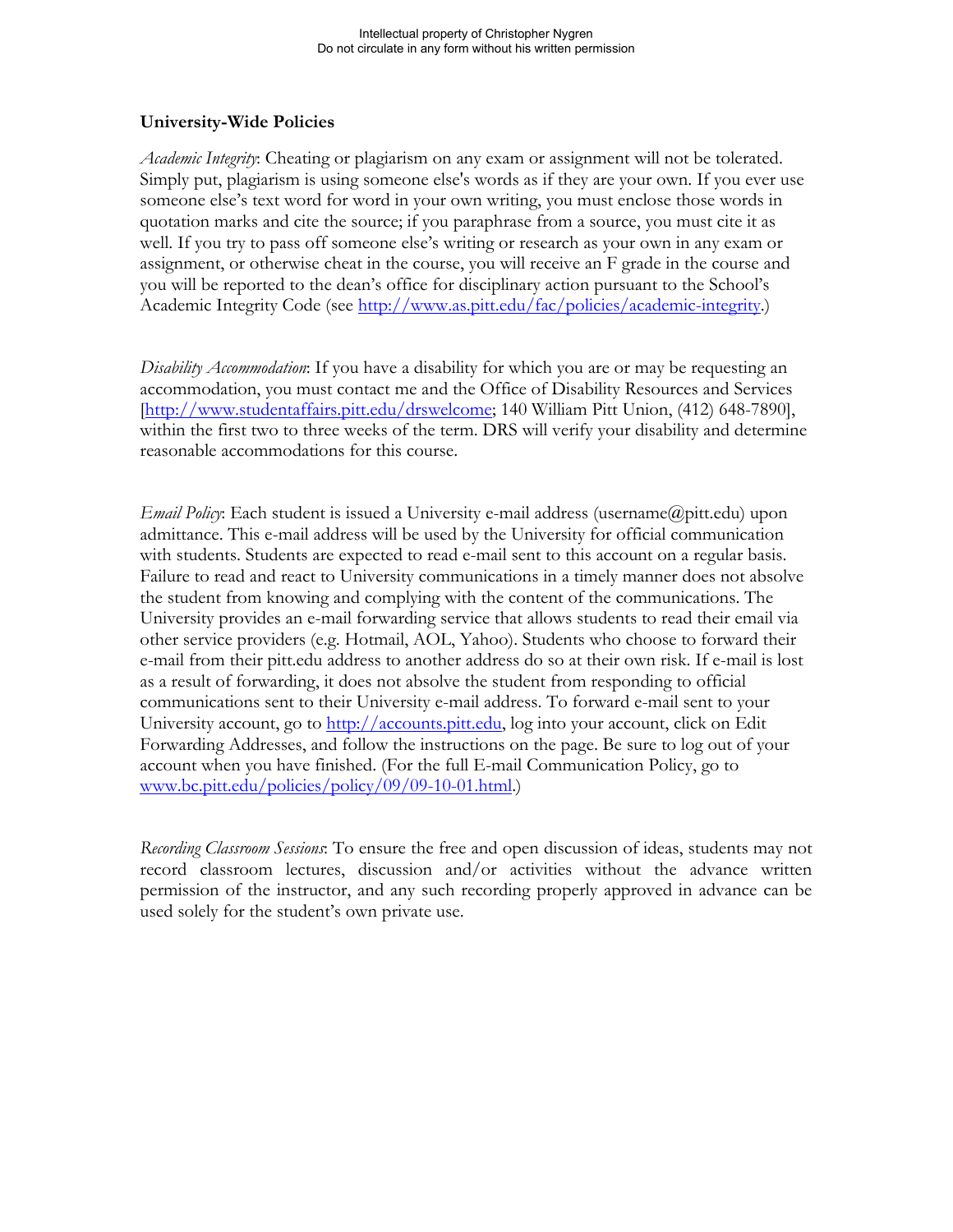**University-Wide Policies**

*Academic Integrity*: Cheating or plagiarism on any exam or assignment will not be tolerated. Simply put, plagiarism is using someone else's words as if they are your own. If you ever use someone else's text word for word in your own writing, you must enclose those words in quotation marks and cite the source; if you paraphrase from a source, you must cite it as well. If you try to pass off someone else's writing or research as your own in any exam or assignment, or otherwise cheat in the course, you will receive an F grade in the course and you will be reported to the dean's office for disciplinary action pursuant to the School's Academic Integrity Code (see http://www.as.pitt.edu/fac/policies/academic-integrity.)

*Disability Accommodation*: If you have a disability for which you are or may be requesting an accommodation, you must contact me and the Office of Disability Resources and Services [http://www.studentaffairs.pitt.edu/drswelcome; 140 William Pitt Union, (412) 648-7890], within the first two to three weeks of the term. DRS will verify your disability and determine reasonable accommodations for this course.

*Email Policy*: Each student is issued a University e-mail address (username@pitt.edu) upon admittance. This e-mail address will be used by the University for official communication with students. Students are expected to read e-mail sent to this account on a regular basis. Failure to read and react to University communications in a timely manner does not absolve the student from knowing and complying with the content of the communications. The University provides an e-mail forwarding service that allows students to read their email via other service providers (e.g. Hotmail, AOL, Yahoo). Students who choose to forward their e-mail from their pitt.edu address to another address do so at their own risk. If e-mail is lost as a result of forwarding, it does not absolve the student from responding to official communications sent to their University e-mail address. To forward e-mail sent to your University account, go to http://accounts.pitt.edu, log into your account, click on Edit Forwarding Addresses, and follow the instructions on the page. Be sure to log out of your account when you have finished. (For the full E-mail Communication Policy, go to www.bc.pitt.edu/policies/policy/09/09-10-01.html.)

*Recording Classroom Sessions*: To ensure the free and open discussion of ideas, students may not record classroom lectures, discussion and/or activities without the advance written permission of the instructor, and any such recording properly approved in advance can be used solely for the student's own private use.